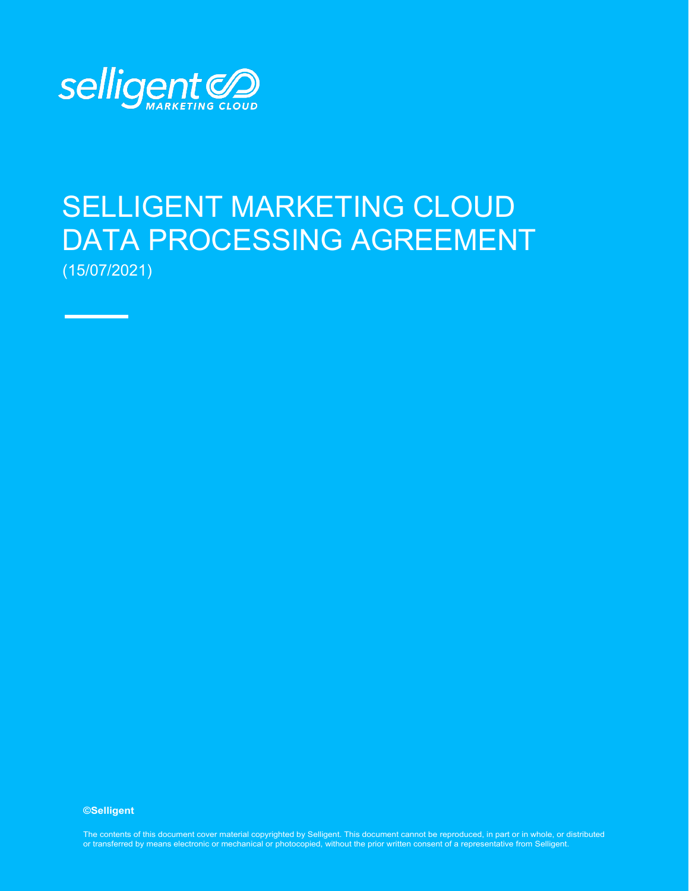selligent MARKETING CLOUD

# SELLIGENT MARKETING CLOUD DATA PROCESSING AGREEMENT

(15/07/2021)

**©Selligent**

The contents of this document cover material copyrighted by Selligent. This document cannot be reproduced, in part or in whole, or distributed or transferred by means electronic or mechanical or photocopied, without the prior written consent of a representative from Selligent.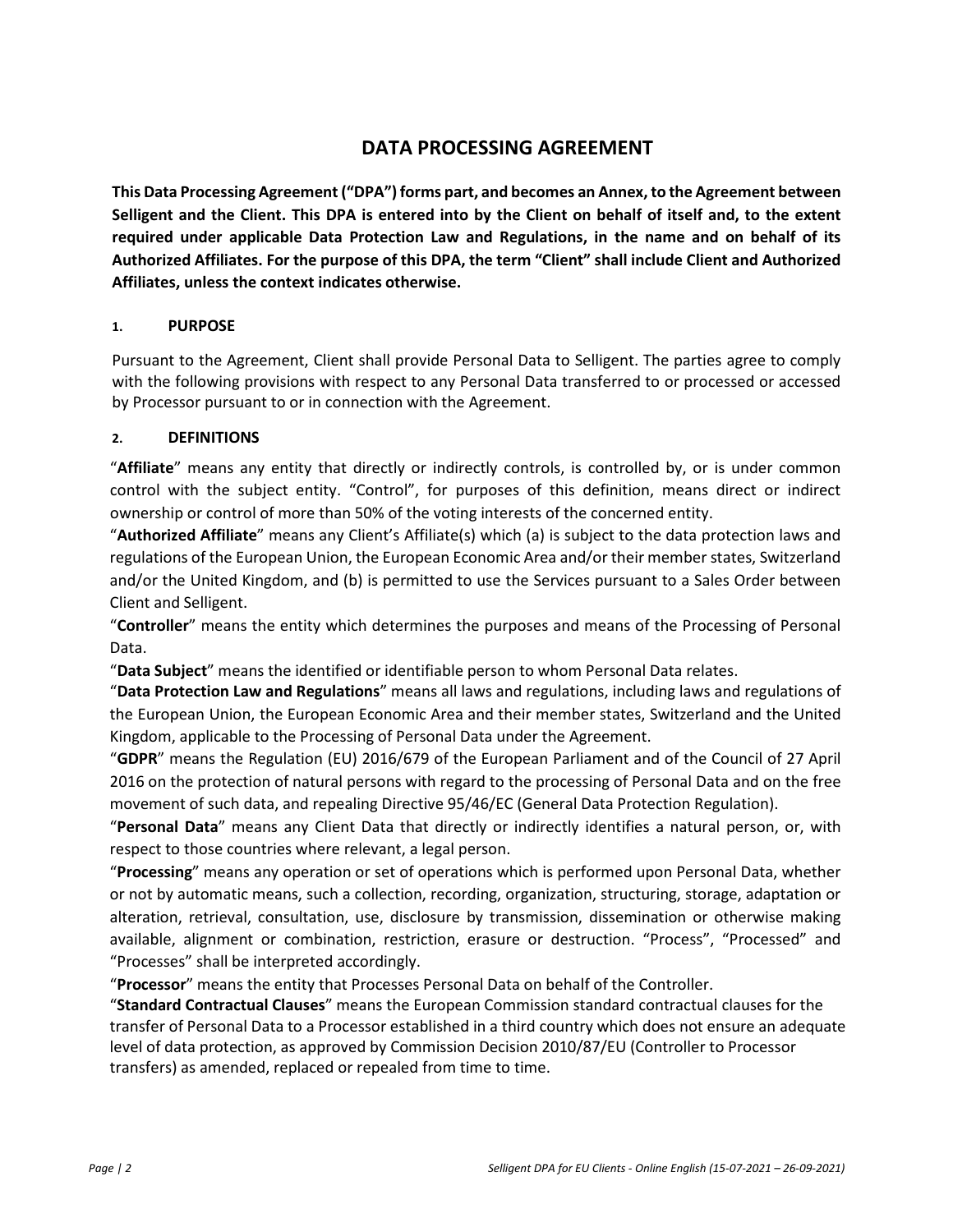# DATA PROCESSING AGREEMENT

**This Data Processing Agreement ("DPA") forms part, and becomes an Annex, to the Agreement between Selligent and the Client. This DPA is entered into by the Client on behalf of itself and, to the extent required under applicable Data Protection Law and Regulations, in the name and on behalf of its Authorized Affiliates. For the purpose of this DPA, the term "Client" shall include Client and Authorized Affiliates, unless the context indicates otherwise.**

## 1. PURPOSE

Pursuant to the Agreement, Client shall provide Personal Data to Selligent. The parties agree to comply with the following provisions with respect to any Personal Data transferred to or processed or accessed by Processor pursuant to or in connection with the Agreement.

## 2. DEFINITIONS

"**Affiliate**" means any entity that directly or indirectly controls, is controlled by, or is under common control with the subject entity. "Control", for purposes of this definition, means direct or indirect ownership or control of more than 50% of the voting interests of the concerned entity.

"**Authorized Affiliate**" means any Client's Affiliate(s) which (a) is subject to the data protection laws and regulations of the European Union, the European Economic Area and/or their member states, Switzerland and/or the United Kingdom, and (b) is permitted to use the Services pursuant to a Sales Order between Client and Selligent.

"**Controller**" means the entity which determines the purposes and means of the Processing of Personal Data.

"**Data Subject**" means the identified or identifiable person to whom Personal Data relates.

"**Data Protection Law and Regulations**" means all laws and regulations, including laws and regulations of the European Union, the European Economic Area and their member states, Switzerland and the United Kingdom, applicable to the Processing of Personal Data under the Agreement.

"**GDPR**" means the Regulation (EU) 2016/679 of the European Parliament and of the Council of 27 April 2016 on the protection of natural persons with regard to the processing of Personal Data and on the free movement of such data, and repealing Directive 95/46/EC (General Data Protection Regulation).

"**Personal Data**" means any Client Data that directly or indirectly identifies a natural person, or, with respect to those countries where relevant, a legal person.

"**Processing**" means any operation or set of operations which is performed upon Personal Data, whether or not by automatic means, such a collection, recording, organization, structuring, storage, adaptation or alteration, retrieval, consultation, use, disclosure by transmission, dissemination or otherwise making available, alignment or combination, restriction, erasure or destruction. "Process", "Processed" and "Processes" shall be interpreted accordingly.

"**Processor**" means the entity that Processes Personal Data on behalf of the Controller.

"**Standard Contractual Clauses**" means the European Commission standard contractual clauses for the transfer of Personal Data to a Processor established in a third country which does not ensure an adequate level of data protection, as approved by Commission Decision 2010/87/EU (Controller to Processor transfers) as amended, replaced or repealed from time to time.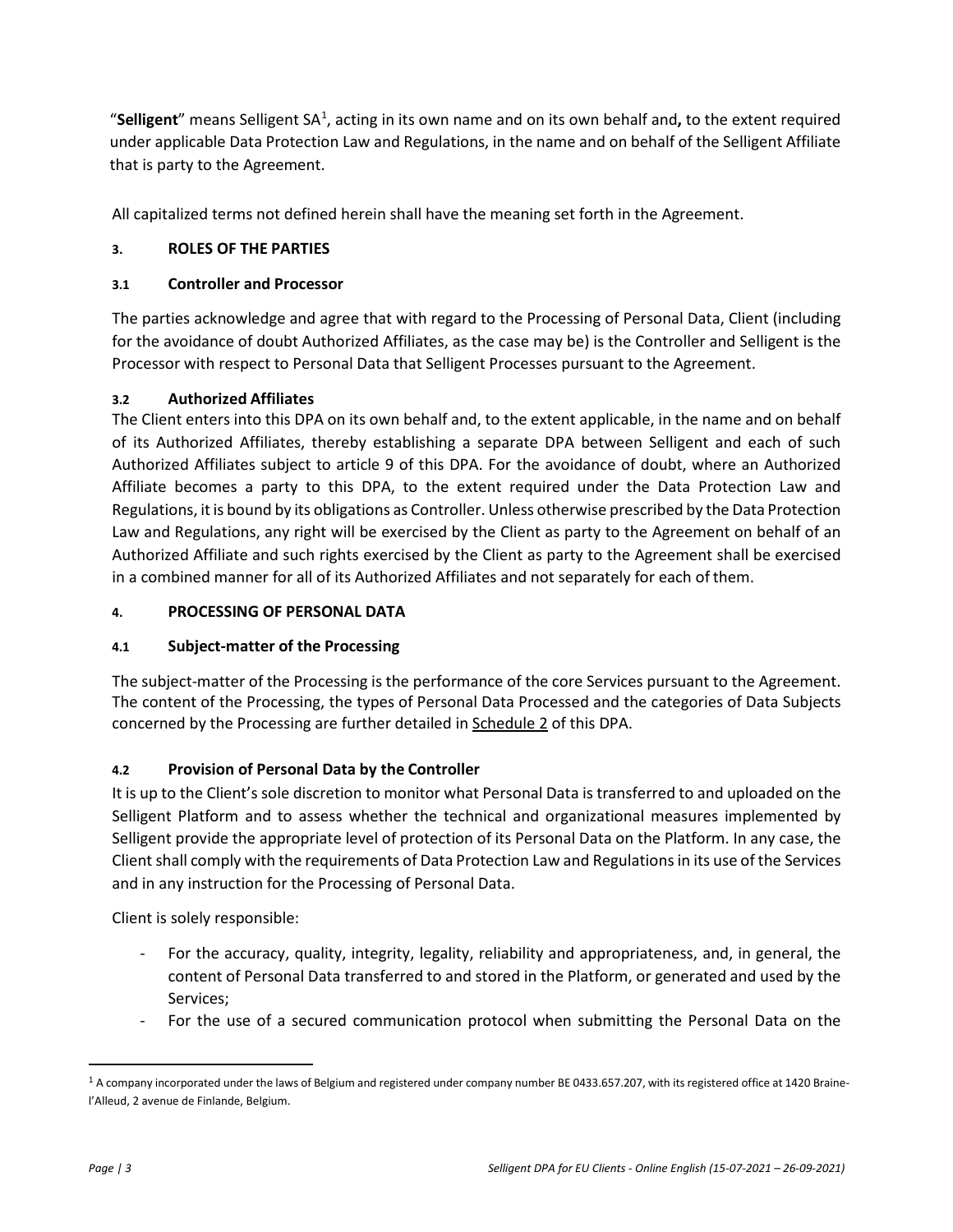"**Selligent**" means Selligent SA[1], acting in its own name and on its own behalf and**,** to the extent required under applicable Data Protection Law and Regulations, in the name and on behalf of the Selligent Affiliate that is party to the Agreement.

All capitalized terms not defined herein shall have the meaning set forth in the Agreement.

## 3. ROLES OF THE PARTIES

### 3.1 Controller and Processor

The parties acknowledge and agree that with regard to the Processing of Personal Data, Client (including for the avoidance of doubt Authorized Affiliates, as the case may be) is the Controller and Selligent is the Processor with respect to Personal Data that Selligent Processes pursuant to the Agreement.

### 3.2 Authorized Affiliates

The Client enters into this DPA on its own behalf and, to the extent applicable, in the name and on behalf of its Authorized Affiliates, thereby establishing a separate DPA between Selligent and each of such Authorized Affiliates subject to article 9 of this DPA. For the avoidance of doubt, where an Authorized Affiliate becomes a party to this DPA, to the extent required under the Data Protection Law and Regulations, it is bound by its obligations as Controller. Unless otherwise prescribed by the Data Protection Law and Regulations, any right will be exercised by the Client as party to the Agreement on behalf of an Authorized Affiliate and such rights exercised by the Client as party to the Agreement shall be exercised in a combined manner for all of its Authorized Affiliates and not separately for each of them.

## 4. PROCESSING OF PERSONAL DATA

### 4.1 Subject-matter of the Processing

The subject-matter of the Processing is the performance of the core Services pursuant to the Agreement. The content of the Processing, the types of Personal Data Processed and the categories of Data Subjects concerned by the Processing are further detailed in Schedule 2 of this DPA.

### 4.2 Provision of Personal Data by the Controller

It is up to the Client's sole discretion to monitor what Personal Data is transferred to and uploaded on the Selligent Platform and to assess whether the technical and organizational measures implemented by Selligent provide the appropriate level of protection of its Personal Data on the Platform. In any case, the Client shall comply with the requirements of Data Protection Law and Regulations in its use of the Services and in any instruction for the Processing of Personal Data.

Client is solely responsible:

- For the accuracy, quality, integrity, legality, reliability and appropriateness, and, in general, the content of Personal Data transferred to and stored in the Platform, or generated and used by the Services;
- For the use of a secured communication protocol when submitting the Personal Data on the

[1] A company incorporated under the laws of Belgium and registered under company number BE 0433.657.207, with its registered office at 1420 Braine-l'Alleud, 2 avenue de Finlande, Belgium.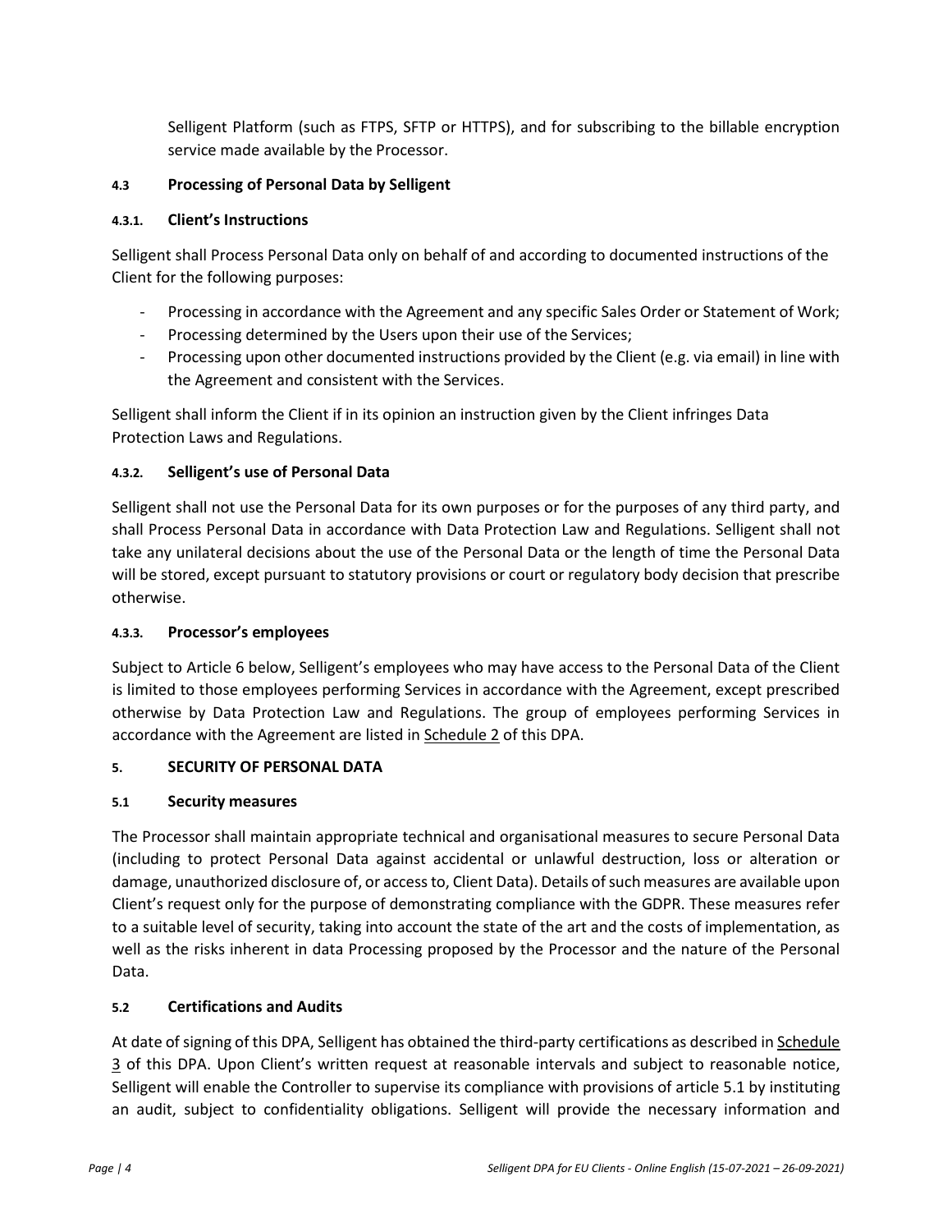Selligent Platform (such as FTPS, SFTP or HTTPS), and for subscribing to the billable encryption service made available by the Processor.

### 4.3 Processing of Personal Data by Selligent

#### 4.3.1. Client's Instructions

Selligent shall Process Personal Data only on behalf of and according to documented instructions of the Client for the following purposes:

- Processing in accordance with the Agreement and any specific Sales Order or Statement of Work;
- Processing determined by the Users upon their use of the Services;
- Processing upon other documented instructions provided by the Client (e.g. via email) in line with the Agreement and consistent with the Services.

Selligent shall inform the Client if in its opinion an instruction given by the Client infringes Data Protection Laws and Regulations.

#### 4.3.2. Selligent's use of Personal Data

Selligent shall not use the Personal Data for its own purposes or for the purposes of any third party, and shall Process Personal Data in accordance with Data Protection Law and Regulations. Selligent shall not take any unilateral decisions about the use of the Personal Data or the length of time the Personal Data will be stored, except pursuant to statutory provisions or court or regulatory body decision that prescribe otherwise.

#### 4.3.3. Processor's employees

Subject to Article 6 below, Selligent's employees who may have access to the Personal Data of the Client is limited to those employees performing Services in accordance with the Agreement, except prescribed otherwise by Data Protection Law and Regulations. The group of employees performing Services in accordance with the Agreement are listed in Schedule 2 of this DPA.

## 5. SECURITY OF PERSONAL DATA

### 5.1 Security measures

The Processor shall maintain appropriate technical and organisational measures to secure Personal Data (including to protect Personal Data against accidental or unlawful destruction, loss or alteration or damage, unauthorized disclosure of, or access to, Client Data). Details of such measures are available upon Client's request only for the purpose of demonstrating compliance with the GDPR. These measures refer to a suitable level of security, taking into account the state of the art and the costs of implementation, as well as the risks inherent in data Processing proposed by the Processor and the nature of the Personal Data.

### 5.2 Certifications and Audits

At date of signing of this DPA, Selligent has obtained the third-party certifications as described in Schedule 3 of this DPA. Upon Client's written request at reasonable intervals and subject to reasonable notice, Selligent will enable the Controller to supervise its compliance with provisions of article 5.1 by instituting an audit, subject to confidentiality obligations. Selligent will provide the necessary information and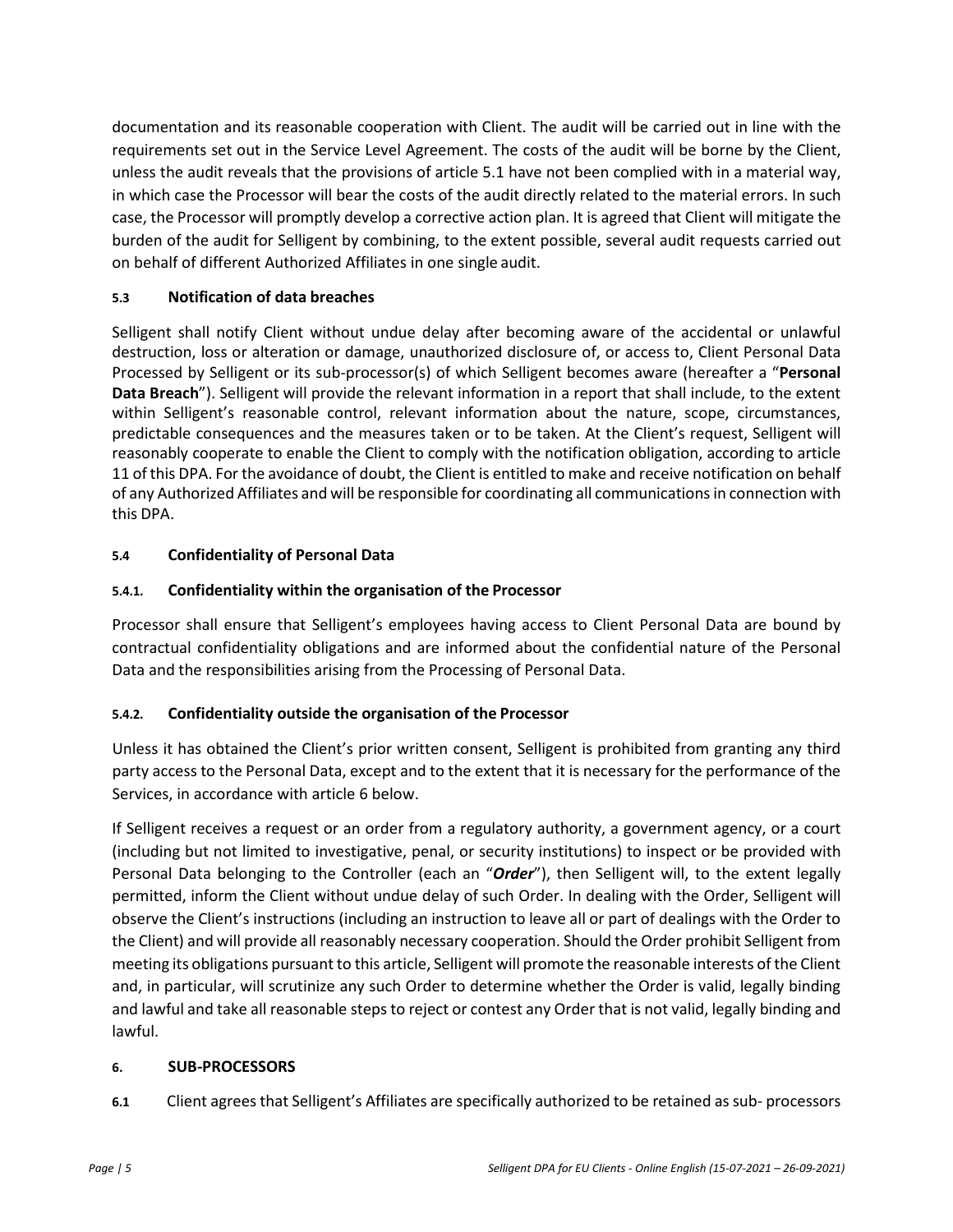documentation and its reasonable cooperation with Client. The audit will be carried out in line with the requirements set out in the Service Level Agreement. The costs of the audit will be borne by the Client, unless the audit reveals that the provisions of article 5.1 have not been complied with in a material way, in which case the Processor will bear the costs of the audit directly related to the material errors. In such case, the Processor will promptly develop a corrective action plan. It is agreed that Client will mitigate the burden of the audit for Selligent by combining, to the extent possible, several audit requests carried out on behalf of different Authorized Affiliates in one single audit.

### 5.3 Notification of data breaches

Selligent shall notify Client without undue delay after becoming aware of the accidental or unlawful destruction, loss or alteration or damage, unauthorized disclosure of, or access to, Client Personal Data Processed by Selligent or its sub-processor(s) of which Selligent becomes aware (hereafter a "**Personal Data Breach**"). Selligent will provide the relevant information in a report that shall include, to the extent within Selligent's reasonable control, relevant information about the nature, scope, circumstances, predictable consequences and the measures taken or to be taken. At the Client's request, Selligent will reasonably cooperate to enable the Client to comply with the notification obligation, according to article 11 of this DPA. For the avoidance of doubt, the Client is entitled to make and receive notification on behalf of any Authorized Affiliates and will be responsible for coordinating all communications in connection with this DPA.

### 5.4 Confidentiality of Personal Data

#### 5.4.1. Confidentiality within the organisation of the Processor

Processor shall ensure that Selligent's employees having access to Client Personal Data are bound by contractual confidentiality obligations and are informed about the confidential nature of the Personal Data and the responsibilities arising from the Processing of Personal Data.

#### 5.4.2. Confidentiality outside the organisation of the Processor

Unless it has obtained the Client's prior written consent, Selligent is prohibited from granting any third party access to the Personal Data, except and to the extent that it is necessary for the performance of the Services, in accordance with article 6 below.

If Selligent receives a request or an order from a regulatory authority, a government agency, or a court (including but not limited to investigative, penal, or security institutions) to inspect or be provided with Personal Data belonging to the Controller (each an "***Order***"), then Selligent will, to the extent legally permitted, inform the Client without undue delay of such Order. In dealing with the Order, Selligent will observe the Client's instructions (including an instruction to leave all or part of dealings with the Order to the Client) and will provide all reasonably necessary cooperation. Should the Order prohibit Selligent from meeting its obligations pursuant to this article, Selligent will promote the reasonable interests of the Client and, in particular, will scrutinize any such Order to determine whether the Order is valid, legally binding and lawful and take all reasonable steps to reject or contest any Order that is not valid, legally binding and lawful.

## 6. SUB-PROCESSORS

**6.1** Client agrees that Selligent's Affiliates are specifically authorized to be retained as sub- processors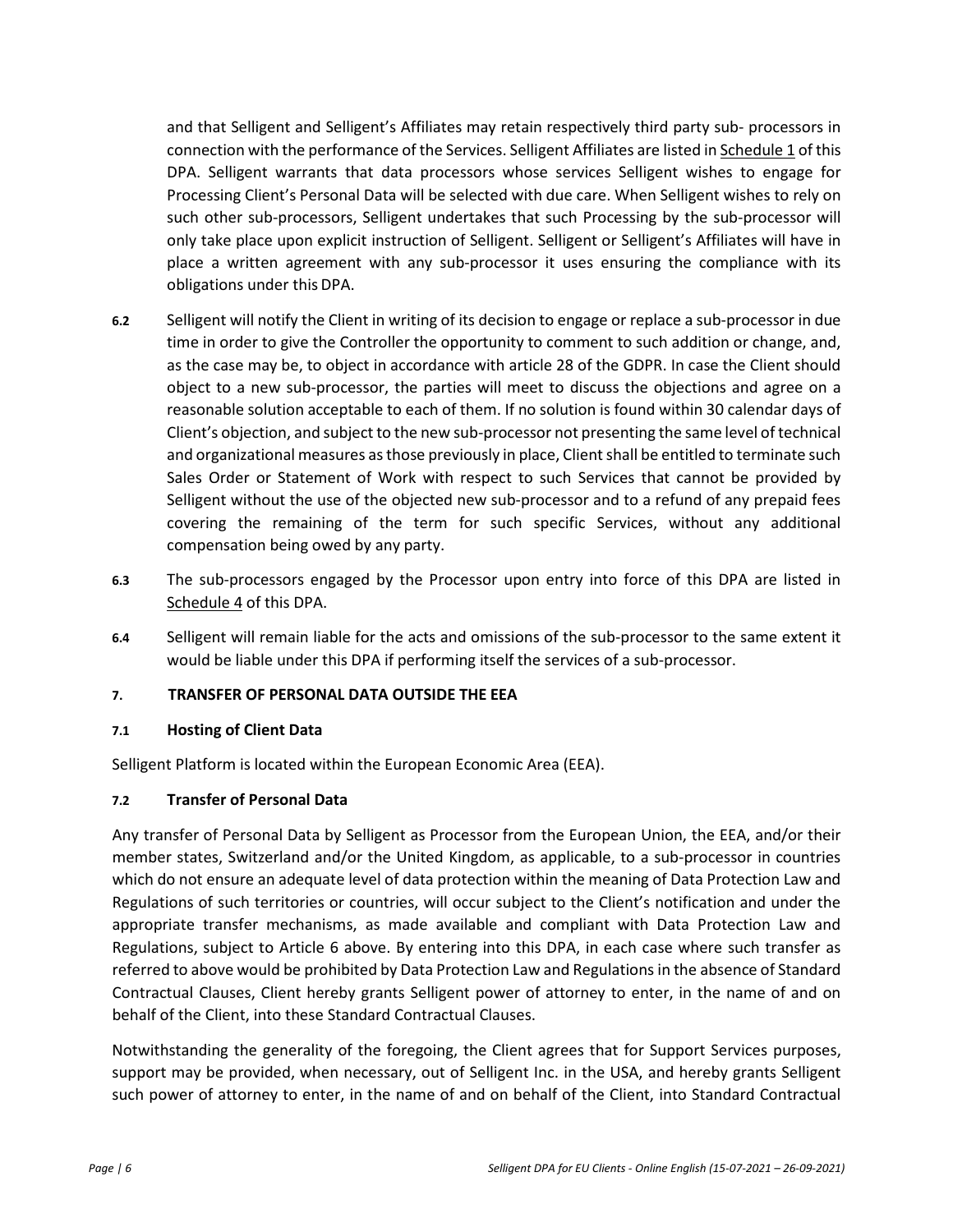and that Selligent and Selligent's Affiliates may retain respectively third party sub- processors in connection with the performance of the Services. Selligent Affiliates are listed in Schedule 1 of this DPA. Selligent warrants that data processors whose services Selligent wishes to engage for Processing Client's Personal Data will be selected with due care. When Selligent wishes to rely on such other sub-processors, Selligent undertakes that such Processing by the sub-processor will only take place upon explicit instruction of Selligent. Selligent or Selligent's Affiliates will have in place a written agreement with any sub-processor it uses ensuring the compliance with its obligations under this DPA.

**6.2** Selligent will notify the Client in writing of its decision to engage or replace a sub-processor in due time in order to give the Controller the opportunity to comment to such addition or change, and, as the case may be, to object in accordance with article 28 of the GDPR. In case the Client should object to a new sub-processor, the parties will meet to discuss the objections and agree on a reasonable solution acceptable to each of them. If no solution is found within 30 calendar days of Client's objection, and subject to the new sub-processor not presenting the same level of technical and organizational measures as those previously in place, Client shall be entitled to terminate such Sales Order or Statement of Work with respect to such Services that cannot be provided by Selligent without the use of the objected new sub-processor and to a refund of any prepaid fees covering the remaining of the term for such specific Services, without any additional compensation being owed by any party.

**6.3** The sub-processors engaged by the Processor upon entry into force of this DPA are listed in Schedule 4 of this DPA.

**6.4** Selligent will remain liable for the acts and omissions of the sub-processor to the same extent it would be liable under this DPA if performing itself the services of a sub-processor.

## 7. TRANSFER OF PERSONAL DATA OUTSIDE THE EEA

### 7.1 Hosting of Client Data

Selligent Platform is located within the European Economic Area (EEA).

### 7.2 Transfer of Personal Data

Any transfer of Personal Data by Selligent as Processor from the European Union, the EEA, and/or their member states, Switzerland and/or the United Kingdom, as applicable, to a sub-processor in countries which do not ensure an adequate level of data protection within the meaning of Data Protection Law and Regulations of such territories or countries, will occur subject to the Client's notification and under the appropriate transfer mechanisms, as made available and compliant with Data Protection Law and Regulations, subject to Article 6 above. By entering into this DPA, in each case where such transfer as referred to above would be prohibited by Data Protection Law and Regulations in the absence of Standard Contractual Clauses, Client hereby grants Selligent power of attorney to enter, in the name of and on behalf of the Client, into these Standard Contractual Clauses.

Notwithstanding the generality of the foregoing, the Client agrees that for Support Services purposes, support may be provided, when necessary, out of Selligent Inc. in the USA, and hereby grants Selligent such power of attorney to enter, in the name of and on behalf of the Client, into Standard Contractual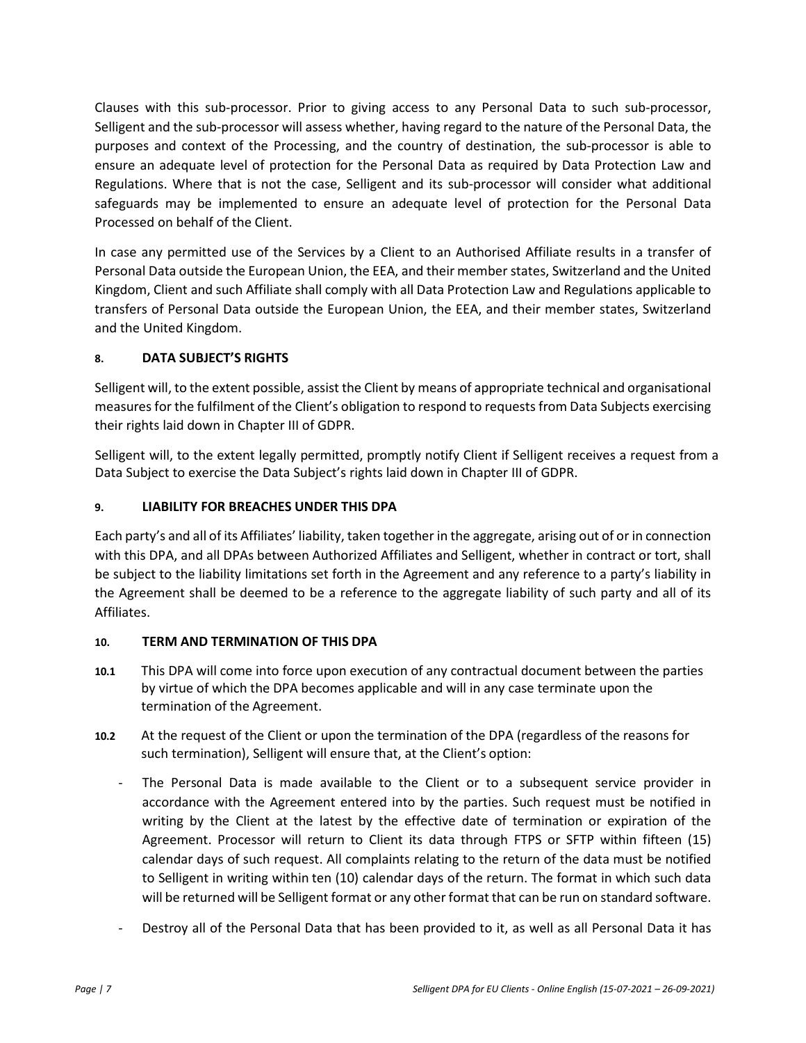Clauses with this sub-processor. Prior to giving access to any Personal Data to such sub-processor, Selligent and the sub-processor will assess whether, having regard to the nature of the Personal Data, the purposes and context of the Processing, and the country of destination, the sub-processor is able to ensure an adequate level of protection for the Personal Data as required by Data Protection Law and Regulations. Where that is not the case, Selligent and its sub-processor will consider what additional safeguards may be implemented to ensure an adequate level of protection for the Personal Data Processed on behalf of the Client.

In case any permitted use of the Services by a Client to an Authorised Affiliate results in a transfer of Personal Data outside the European Union, the EEA, and their member states, Switzerland and the United Kingdom, Client and such Affiliate shall comply with all Data Protection Law and Regulations applicable to transfers of Personal Data outside the European Union, the EEA, and their member states, Switzerland and the United Kingdom.

## 8. DATA SUBJECT'S RIGHTS

Selligent will, to the extent possible, assist the Client by means of appropriate technical and organisational measures for the fulfilment of the Client's obligation to respond to requests from Data Subjects exercising their rights laid down in Chapter III of GDPR.

Selligent will, to the extent legally permitted, promptly notify Client if Selligent receives a request from a Data Subject to exercise the Data Subject's rights laid down in Chapter III of GDPR.

## 9. LIABILITY FOR BREACHES UNDER THIS DPA

Each party's and all of its Affiliates' liability, taken together in the aggregate, arising out of or in connection with this DPA, and all DPAs between Authorized Affiliates and Selligent, whether in contract or tort, shall be subject to the liability limitations set forth in the Agreement and any reference to a party's liability in the Agreement shall be deemed to be a reference to the aggregate liability of such party and all of its Affiliates.

## 10. TERM AND TERMINATION OF THIS DPA

**10.1** This DPA will come into force upon execution of any contractual document between the parties by virtue of which the DPA becomes applicable and will in any case terminate upon the termination of the Agreement.

**10.2** At the request of the Client or upon the termination of the DPA (regardless of the reasons for such termination), Selligent will ensure that, at the Client's option:

- The Personal Data is made available to the Client or to a subsequent service provider in accordance with the Agreement entered into by the parties. Such request must be notified in writing by the Client at the latest by the effective date of termination or expiration of the Agreement. Processor will return to Client its data through FTPS or SFTP within fifteen (15) calendar days of such request. All complaints relating to the return of the data must be notified to Selligent in writing within ten (10) calendar days of the return. The format in which such data will be returned will be Selligent format or any other format that can be run on standard software.
- Destroy all of the Personal Data that has been provided to it, as well as all Personal Data it has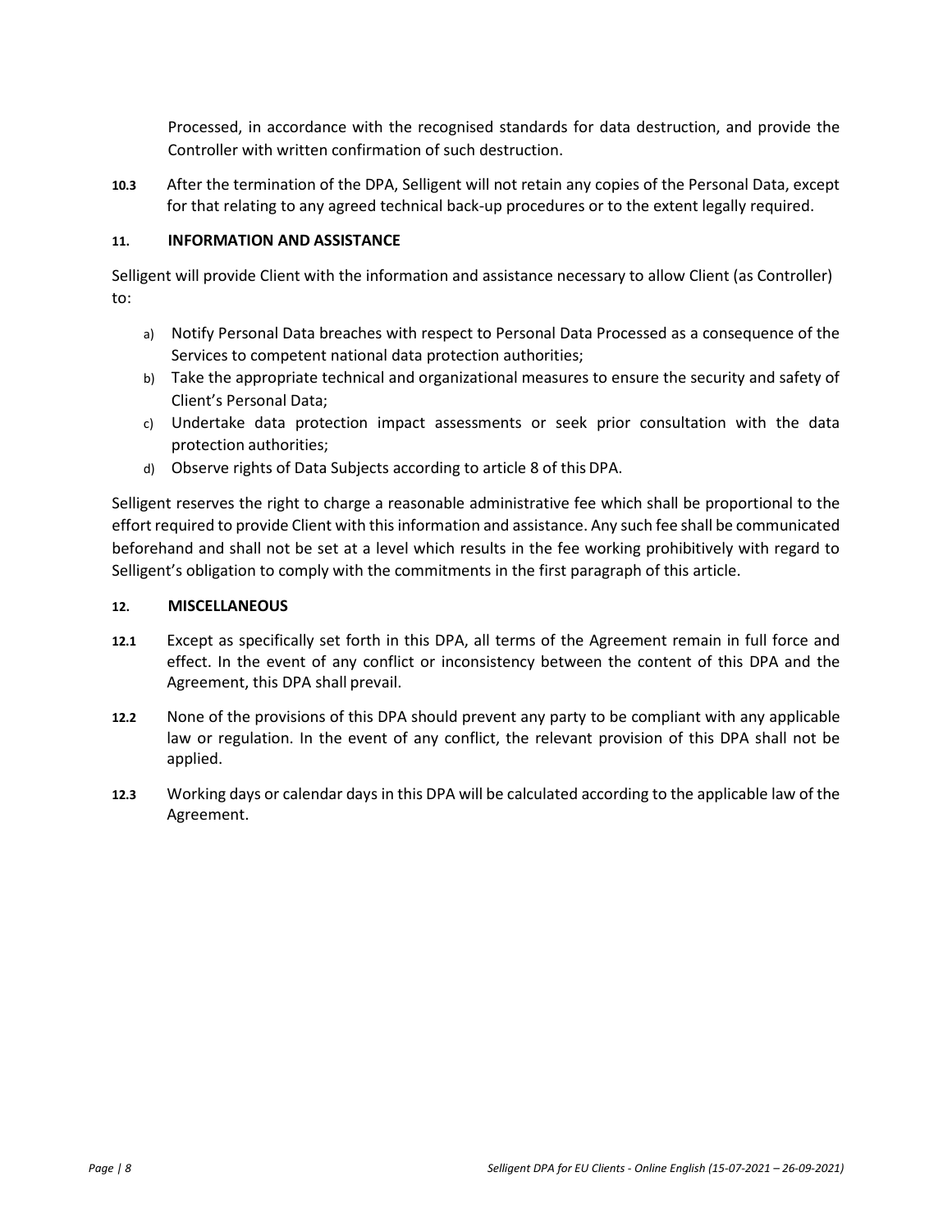Processed, in accordance with the recognised standards for data destruction, and provide the Controller with written confirmation of such destruction.

**10.3** After the termination of the DPA, Selligent will not retain any copies of the Personal Data, except for that relating to any agreed technical back-up procedures or to the extent legally required.

## 11. INFORMATION AND ASSISTANCE

Selligent will provide Client with the information and assistance necessary to allow Client (as Controller) to:

a) Notify Personal Data breaches with respect to Personal Data Processed as a consequence of the Services to competent national data protection authorities;
b) Take the appropriate technical and organizational measures to ensure the security and safety of Client's Personal Data;
c) Undertake data protection impact assessments or seek prior consultation with the data protection authorities;
d) Observe rights of Data Subjects according to article 8 of this DPA.

Selligent reserves the right to charge a reasonable administrative fee which shall be proportional to the effort required to provide Client with this information and assistance. Any such fee shall be communicated beforehand and shall not be set at a level which results in the fee working prohibitively with regard to Selligent's obligation to comply with the commitments in the first paragraph of this article.

## 12. MISCELLANEOUS

**12.1** Except as specifically set forth in this DPA, all terms of the Agreement remain in full force and effect. In the event of any conflict or inconsistency between the content of this DPA and the Agreement, this DPA shall prevail.

**12.2** None of the provisions of this DPA should prevent any party to be compliant with any applicable law or regulation. In the event of any conflict, the relevant provision of this DPA shall not be applied.

**12.3** Working days or calendar days in this DPA will be calculated according to the applicable law of the Agreement.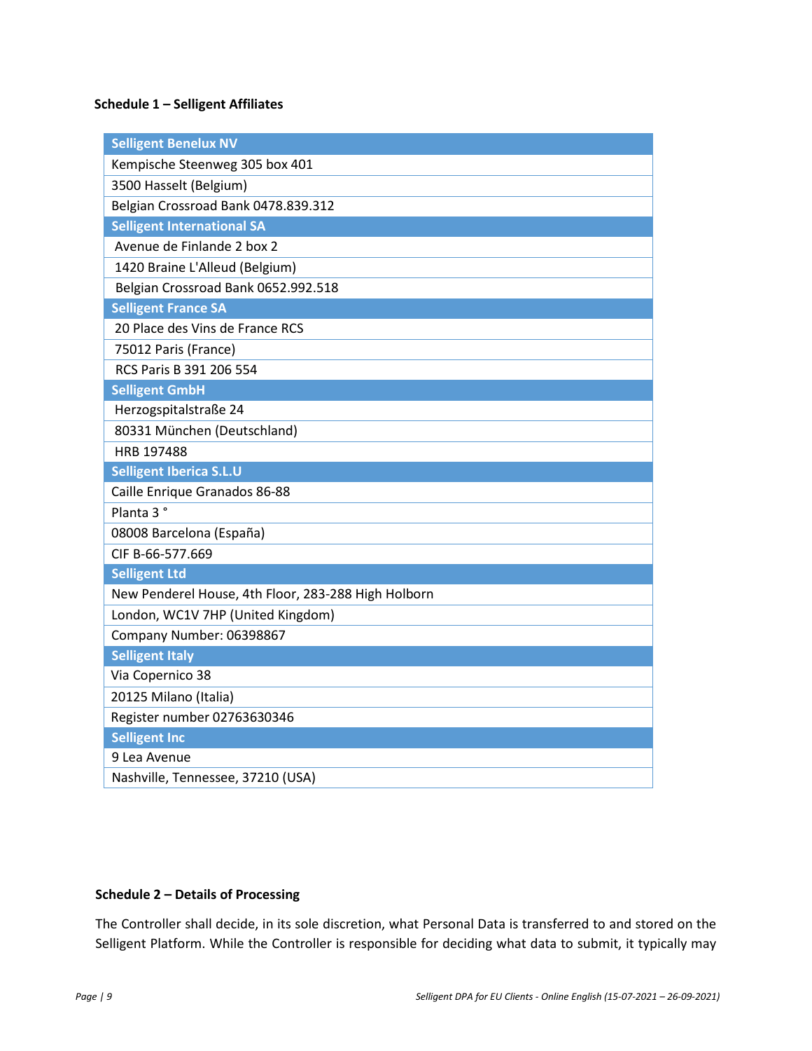### Schedule 1 – Selligent Affiliates

| Selligent Benelux NV |
|---|
| Kempische Steenweg 305 box 401 |
| 3500 Hasselt (Belgium) |
| Belgian Crossroad Bank 0478.839.312 |
| **Selligent International SA** |
| Avenue de Finlande 2 box 2 |
| 1420 Braine L'Alleud (Belgium) |
| Belgian Crossroad Bank 0652.992.518 |
| **Selligent France SA** |
| 20 Place des Vins de France RCS |
| 75012 Paris (France) |
| RCS Paris B 391 206 554 |
| **Selligent GmbH** |
| Herzogspitalstraße 24 |
| 80331 München (Deutschland) |
| HRB 197488 |
| **Selligent Iberica S.L.U** |
| Caille Enrique Granados 86-88 |
| Planta 3 ° |
| 08008 Barcelona (España) |
| CIF B-66-577.669 |
| **Selligent Ltd** |
| New Penderel House, 4th Floor, 283-288 High Holborn |
| London, WC1V 7HP (United Kingdom) |
| Company Number: 06398867 |
| **Selligent Italy** |
| Via Copernico 38 |
| 20125 Milano (Italia) |
| Register number 02763630346 |
| **Selligent Inc** |
| 9 Lea Avenue |
| Nashville, Tennessee, 37210 (USA) |

### Schedule 2 – Details of Processing

The Controller shall decide, in its sole discretion, what Personal Data is transferred to and stored on the Selligent Platform. While the Controller is responsible for deciding what data to submit, it typically may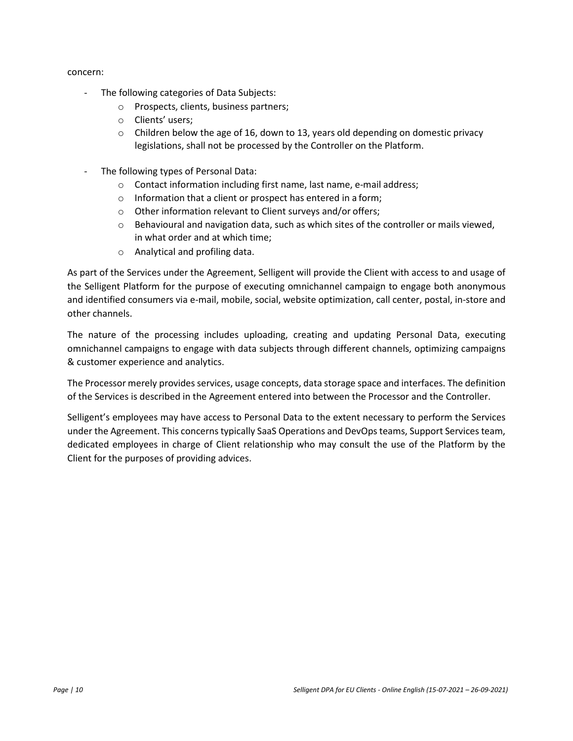concern:

- The following categories of Data Subjects:
  - Prospects, clients, business partners;
  - Clients' users;
  - Children below the age of 16, down to 13, years old depending on domestic privacy legislations, shall not be processed by the Controller on the Platform.

- The following types of Personal Data:
  - Contact information including first name, last name, e-mail address;
  - Information that a client or prospect has entered in a form;
  - Other information relevant to Client surveys and/or offers;
  - Behavioural and navigation data, such as which sites of the controller or mails viewed, in what order and at which time;
  - Analytical and profiling data.

As part of the Services under the Agreement, Selligent will provide the Client with access to and usage of the Selligent Platform for the purpose of executing omnichannel campaign to engage both anonymous and identified consumers via e-mail, mobile, social, website optimization, call center, postal, in-store and other channels.

The nature of the processing includes uploading, creating and updating Personal Data, executing omnichannel campaigns to engage with data subjects through different channels, optimizing campaigns & customer experience and analytics.

The Processor merely provides services, usage concepts, data storage space and interfaces. The definition of the Services is described in the Agreement entered into between the Processor and the Controller.

Selligent's employees may have access to Personal Data to the extent necessary to perform the Services under the Agreement. This concerns typically SaaS Operations and DevOps teams, Support Services team, dedicated employees in charge of Client relationship who may consult the use of the Platform by the Client for the purposes of providing advices.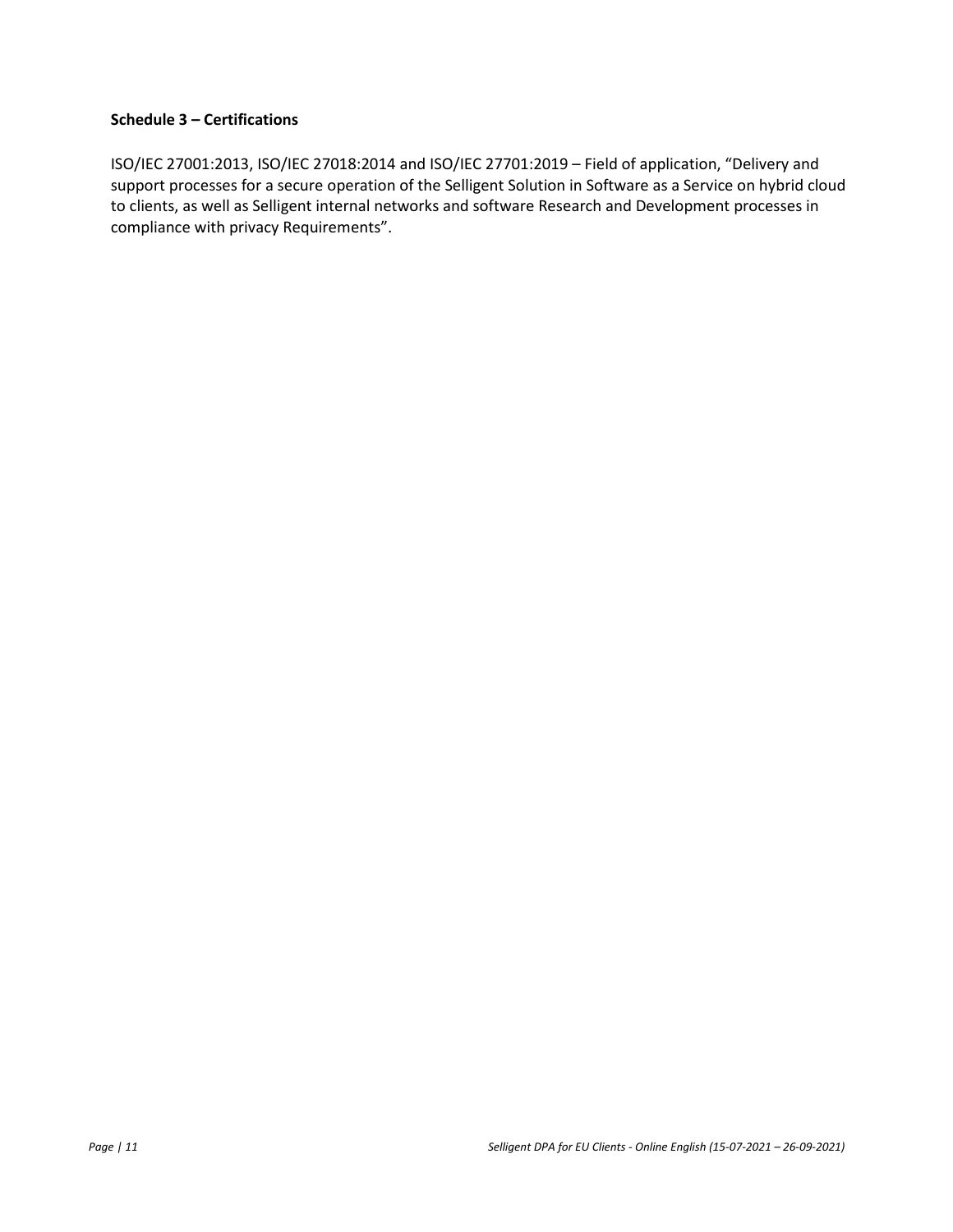**Schedule 3 – Certifications**

ISO/IEC 27001:2013, ISO/IEC 27018:2014 and ISO/IEC 27701:2019 – Field of application, "Delivery and support processes for a secure operation of the Selligent Solution in Software as a Service on hybrid cloud to clients, as well as Selligent internal networks and software Research and Development processes in compliance with privacy Requirements".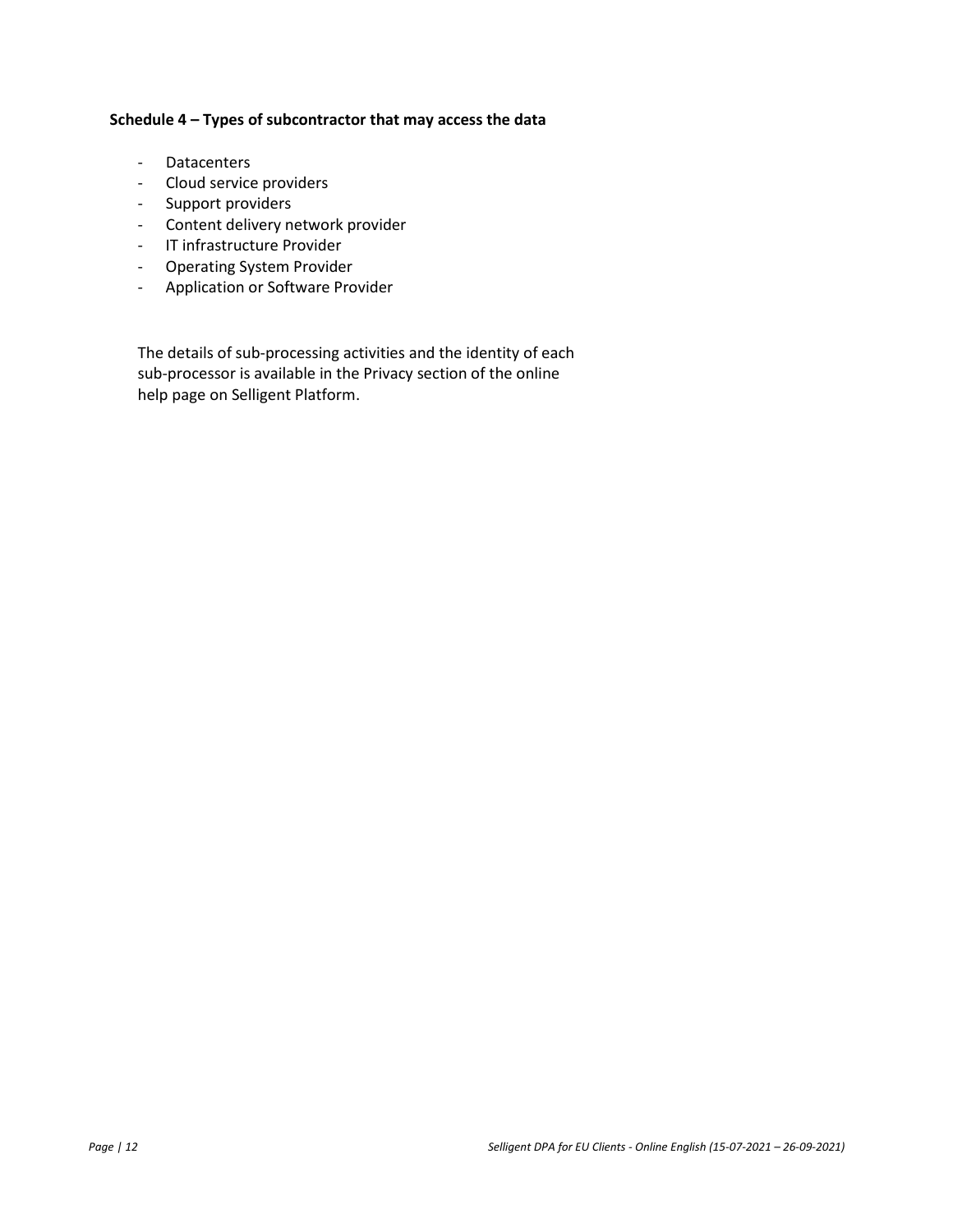**Schedule 4 – Types of subcontractor that may access the data**

- Datacenters
- Cloud service providers
- Support providers
- Content delivery network provider
- IT infrastructure Provider
- Operating System Provider
- Application or Software Provider

The details of sub-processing activities and the identity of each sub-processor is available in the Privacy section of the online help page on Selligent Platform.